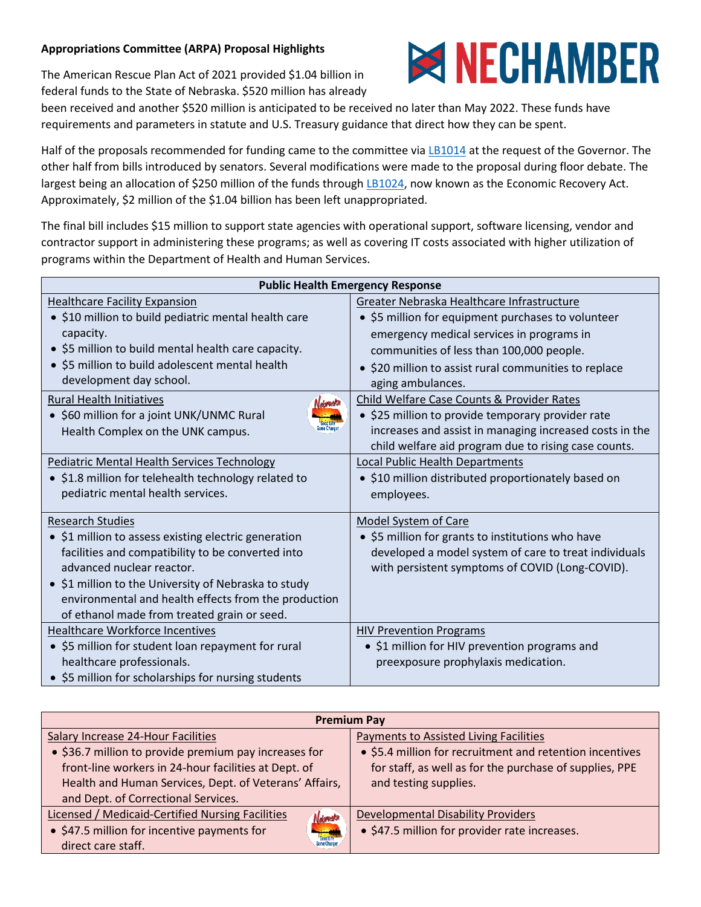**Appropriations Committee (ARPA) Proposal Highlights**

NECHAMBER

The American Rescue Plan Act of 2021 provided $1.04 billion in federal funds to the State of Nebraska. $520 million has already been received and another $520 million is anticipated to be received no later than May 2022. These funds have requirements and parameters in statute and U.S. Treasury guidance that direct how they can be spent.

Half of the proposals recommended for funding came to the committee via LB1014 at the request of the Governor. The other half from bills introduced by senators. Several modifications were made to the proposal during floor debate. The largest being an allocation of $250 million of the funds through LB1024, now known as the Economic Recovery Act. Approximately, $2 million of the $1.04 billion has been left unappropriated.

The final bill includes $15 million to support state agencies with operational support, software licensing, vendor and contractor support in administering these programs; as well as covering IT costs associated with higher utilization of programs within the Department of Health and Human Services.

| Public Health Emergency Response | |
|---|---|
| Healthcare Facility Expansion<br>• $10 million to build pediatric mental health care capacity.<br>• $5 million to build mental health care capacity.<br>• $5 million to build adolescent mental health development day school. | Greater Nebraska Healthcare Infrastructure<br>• $5 million for equipment purchases to volunteer emergency medical services in programs in communities of less than 100,000 people.<br>• $20 million to assist rural communities to replace aging ambulances. |
| Rural Health Initiatives<br>• $60 million for a joint UNK/UNMC Rural Health Complex on the UNK campus. | Child Welfare Case Counts & Provider Rates<br>• $25 million to provide temporary provider rate increases and assist in managing increased costs in the child welfare aid program due to rising case counts. |
| Pediatric Mental Health Services Technology<br>• $1.8 million for telehealth technology related to pediatric mental health services. | Local Public Health Departments<br>• $10 million distributed proportionately based on employees. |
| Research Studies<br>• $1 million to assess existing electric generation facilities and compatibility to be converted into advanced nuclear reactor.<br>• $1 million to the University of Nebraska to study environmental and health effects from the production of ethanol made from treated grain or seed. | Model System of Care<br>• $5 million for grants to institutions who have developed a model system of care to treat individuals with persistent symptoms of COVID (Long-COVID). |
| Healthcare Workforce Incentives<br>• $5 million for student loan repayment for rural healthcare professionals.<br>• $5 million for scholarships for nursing students | HIV Prevention Programs<br>• $1 million for HIV prevention programs and preexposure prophylaxis medication. |

| Premium Pay | |
|---|---|
| Salary Increase 24-Hour Facilities<br>• $36.7 million to provide premium pay increases for front-line workers in 24-hour facilities at Dept. of Health and Human Services, Dept. of Veterans' Affairs, and Dept. of Correctional Services. | Payments to Assisted Living Facilities<br>• $5.4 million for recruitment and retention incentives for staff, as well as for the purchase of supplies, PPE and testing supplies. |
| Licensed / Medicaid-Certified Nursing Facilities<br>• $47.5 million for incentive payments for direct care staff. | Developmental Disability Providers<br>• $47.5 million for provider rate increases. |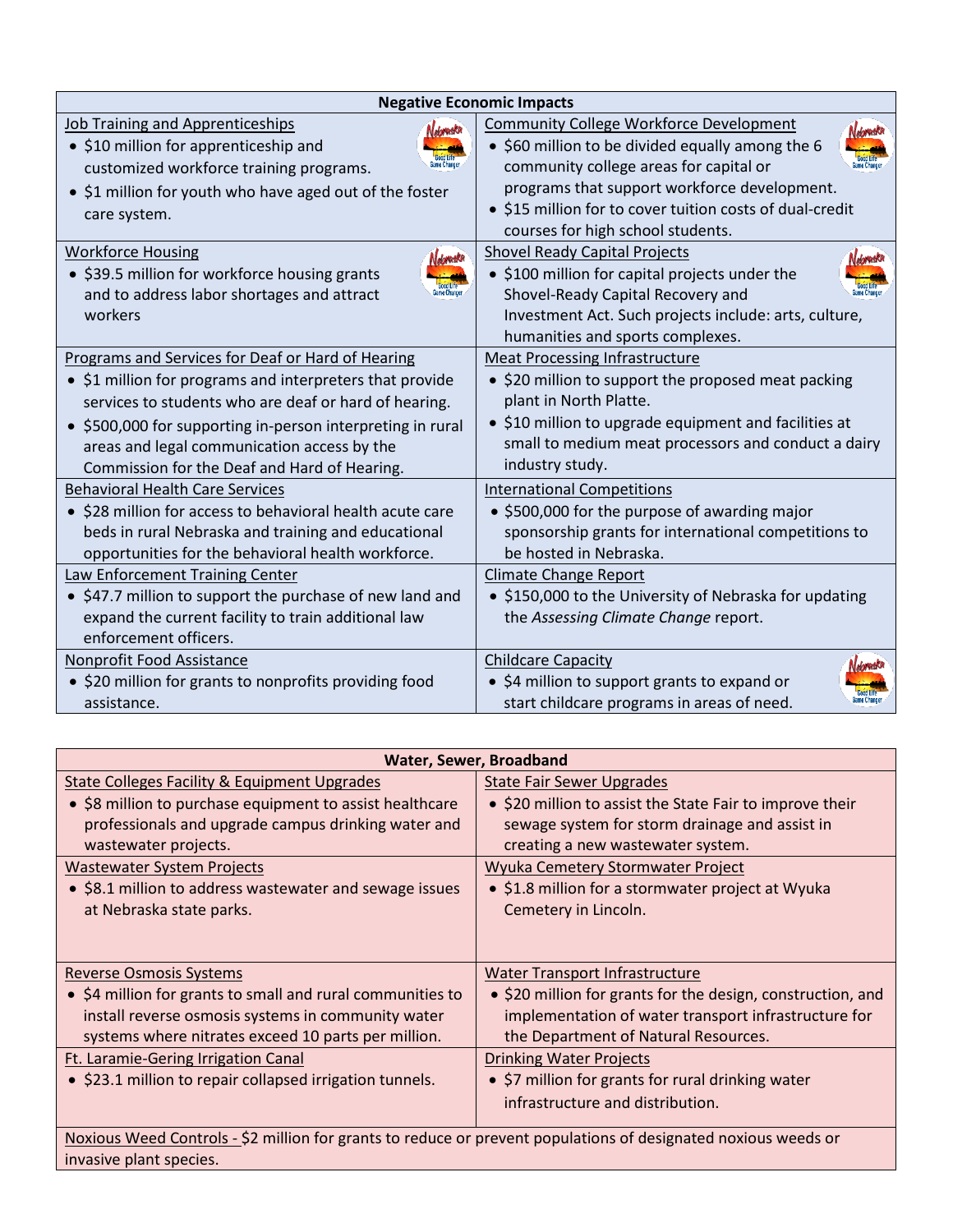| Negative Economic Impacts | |
|---|---|
| Job Training and Apprenticeships<br>• \$10 million for apprenticeship and customized workforce training programs.<br>• \$1 million for youth who have aged out of the foster care system. | Community College Workforce Development<br>• \$60 million to be divided equally among the 6 community college areas for capital or programs that support workforce development.<br>• \$15 million for to cover tuition costs of dual-credit courses for high school students. |
| Workforce Housing<br>• \$39.5 million for workforce housing grants and to address labor shortages and attract workers | Shovel Ready Capital Projects<br>• \$100 million for capital projects under the Shovel-Ready Capital Recovery and Investment Act. Such projects include: arts, culture, humanities and sports complexes. |
| Programs and Services for Deaf or Hard of Hearing<br>• \$1 million for programs and interpreters that provide services to students who are deaf or hard of hearing.<br>• \$500,000 for supporting in-person interpreting in rural areas and legal communication access by the Commission for the Deaf and Hard of Hearing. | Meat Processing Infrastructure<br>• \$20 million to support the proposed meat packing plant in North Platte.<br>• \$10 million to upgrade equipment and facilities at small to medium meat processors and conduct a dairy industry study. |
| Behavioral Health Care Services<br>• \$28 million for access to behavioral health acute care beds in rural Nebraska and training and educational opportunities for the behavioral health workforce. | International Competitions<br>• \$500,000 for the purpose of awarding major sponsorship grants for international competitions to be hosted in Nebraska. |
| Law Enforcement Training Center<br>• \$47.7 million to support the purchase of new land and expand the current facility to train additional law enforcement officers. | Climate Change Report<br>• \$150,000 to the University of Nebraska for updating the *Assessing Climate Change* report. |
| Nonprofit Food Assistance<br>• \$20 million for grants to nonprofits providing food assistance. | Childcare Capacity<br>• \$4 million to support grants to expand or start childcare programs in areas of need. |

| Water, Sewer, Broadband | |
|---|---|
| State Colleges Facility & Equipment Upgrades<br>• \$8 million to purchase equipment to assist healthcare professionals and upgrade campus drinking water and wastewater projects. | State Fair Sewer Upgrades<br>• \$20 million to assist the State Fair to improve their sewage system for storm drainage and assist in creating a new wastewater system. |
| Wastewater System Projects<br>• \$8.1 million to address wastewater and sewage issues at Nebraska state parks. | Wyuka Cemetery Stormwater Project<br>• \$1.8 million for a stormwater project at Wyuka Cemetery in Lincoln. |
| Reverse Osmosis Systems<br>• \$4 million for grants to small and rural communities to install reverse osmosis systems in community water systems where nitrates exceed 10 parts per million. | Water Transport Infrastructure<br>• \$20 million for grants for the design, construction, and implementation of water transport infrastructure for the Department of Natural Resources. |
| Ft. Laramie-Gering Irrigation Canal<br>• \$23.1 million to repair collapsed irrigation tunnels. | Drinking Water Projects<br>• \$7 million for grants for rural drinking water infrastructure and distribution. |
| Noxious Weed Controls - \$2 million for grants to reduce or prevent populations of designated noxious weeds or invasive plant species. | |